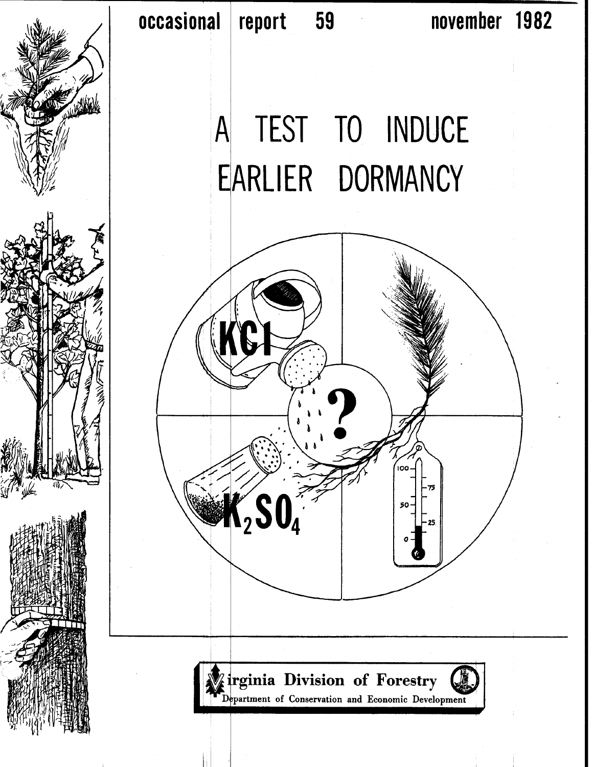occasional report 59 november 1982

# A TEST TO INDUCE EARLIER DORMANCY

Virginia Division of Forestry
Department of Conservation and Economic Development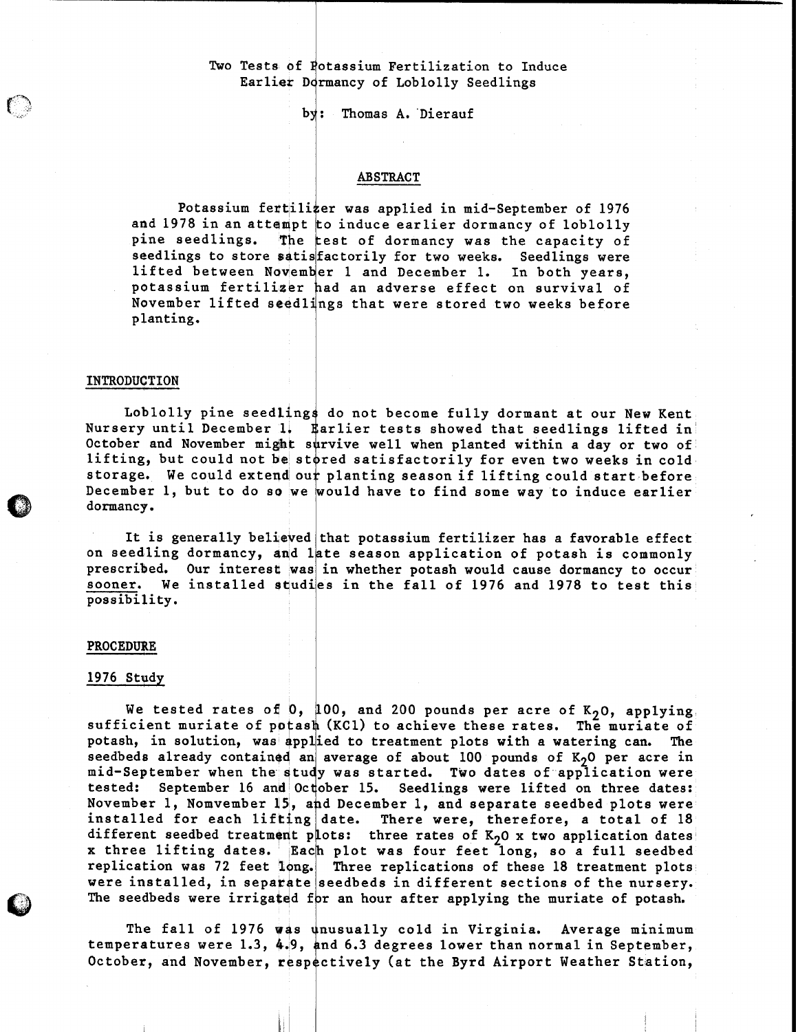# Two Tests of Potassium Fertilization to Induce Earlier Dormancy of Loblolly Seedlings

by: Thomas A. Dierauf

## ABSTRACT

Potassium fertilizer was applied in mid-September of 1976 and 1978 in an attempt to induce earlier dormancy of loblolly pine seedlings. The test of dormancy was the capacity of seedlings to store satisfactorily for two weeks. Seedlings were lifted between November 1 and December 1. In both years, potassium fertilizer had an adverse effect on survival of November lifted seedlings that were stored two weeks before planting.

## INTRODUCTION

Loblolly pine seedlings do not become fully dormant at our New Kent Nursery until December 1. Earlier tests showed that seedlings lifted in October and November might survive well when planted within a day or two of lifting, but could not be stored satisfactorily for even two weeks in cold storage. We could extend our planting season if lifting could start before December 1, but to do so we would have to find some way to induce earlier dormancy.

It is generally believed that potassium fertilizer has a favorable effect on seedling dormancy, and late season application of potash is commonly prescribed. Our interest was in whether potash would cause dormancy to occur sooner. We installed studies in the fall of 1976 and 1978 to test this possibility.

## PROCEDURE

### 1976 Study

We tested rates of 0, 100, and 200 pounds per acre of $K_2O$, applying sufficient muriate of potash (KCl) to achieve these rates. The muriate of potash, in solution, was applied to treatment plots with a watering can. The seedbeds already contained an average of about 100 pounds of $K_2O$ per acre in mid-September when the study was started. Two dates of application were tested: September 16 and October 15. Seedlings were lifted on three dates: November 1, Nomvember 15, and December 1, and separate seedbed plots were installed for each lifting date. There were, therefore, a total of 18 different seedbed treatment plots: three rates of $K_2O$ x two application dates x three lifting dates. Each plot was four feet long, so a full seedbed replication was 72 feet long. Three replications of these 18 treatment plots were installed, in separate seedbeds in different sections of the nursery. The seedbeds were irrigated for an hour after applying the muriate of potash.

The fall of 1976 was unusually cold in Virginia. Average minimum temperatures were 1.3, 4.9, and 6.3 degrees lower than normal in September, October, and November, respectively (at the Byrd Airport Weather Station,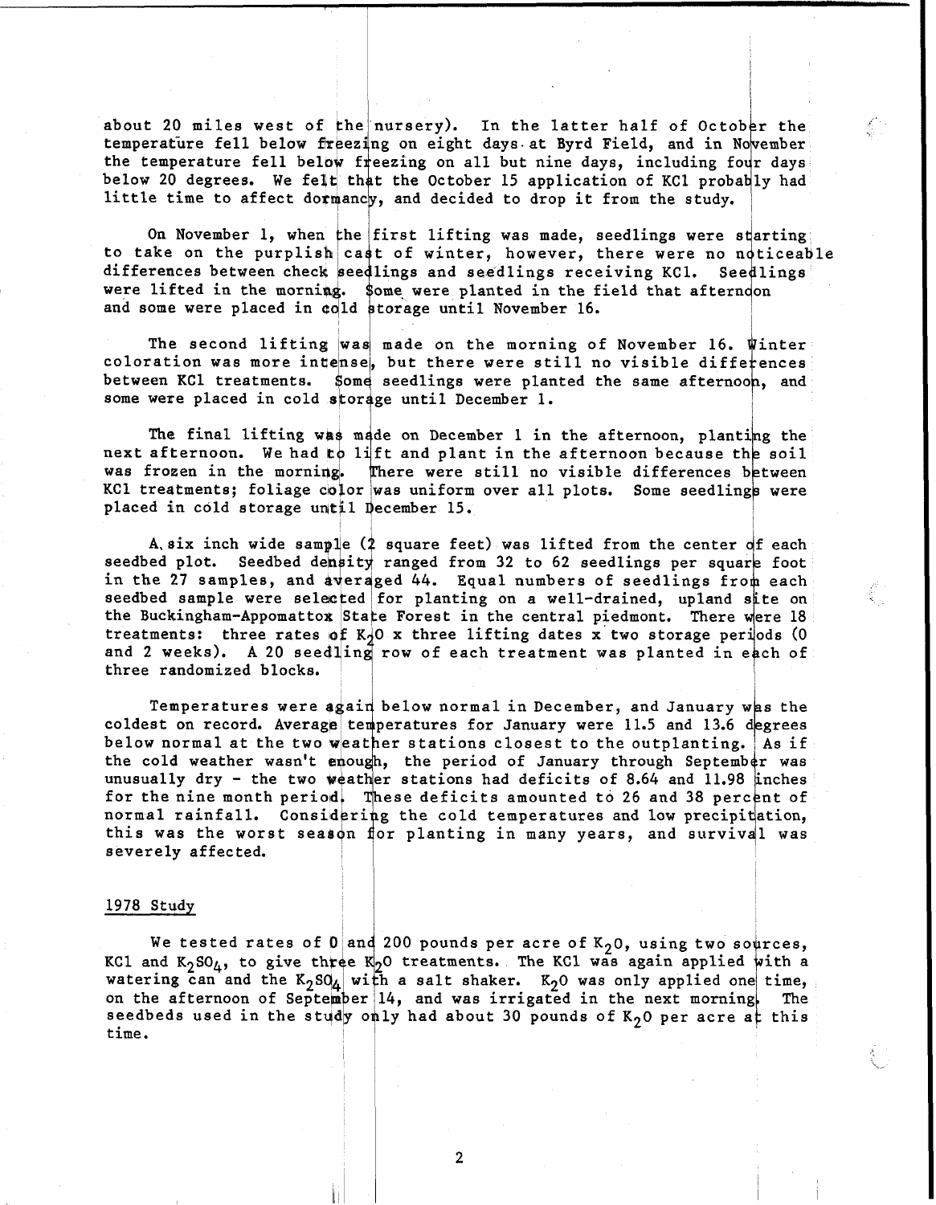about 20 miles west of the nursery). In the latter half of October the temperature fell below freezing on eight days at Byrd Field, and in November the temperature fell below freezing on all but nine days, including four days below 20 degrees. We felt that the October 15 application of KCl probably had little time to affect dormancy, and decided to drop it from the study.

On November 1, when the first lifting was made, seedlings were starting to take on the purplish cast of winter, however, there were no noticeable differences between check seedlings and seedlings receiving KCl. Seedlings were lifted in the morning. Some were planted in the field that afternoon and some were placed in cold storage until November 16.

The second lifting was made on the morning of November 16. Winter coloration was more intense, but there were still no visible differences between KCl treatments. Some seedlings were planted the same afternoon, and some were placed in cold storage until December 1.

The final lifting was made on December 1 in the afternoon, planting the next afternoon. We had to lift and plant in the afternoon because the soil was frozen in the morning. There were still no visible differences between KCl treatments; foliage color was uniform over all plots. Some seedlings were placed in cold storage until December 15.

A six inch wide sample (2 square feet) was lifted from the center of each seedbed plot. Seedbed density ranged from 32 to 62 seedlings per square foot in the 27 samples, and averaged 44. Equal numbers of seedlings from each seedbed sample were selected for planting on a well-drained, upland site on the Buckingham-Appomattox State Forest in the central piedmont. There were 18 treatments: three rates of $K_2O$ x three lifting dates x two storage periods (0 and 2 weeks). A 20 seedling row of each treatment was planted in each of three randomized blocks.

Temperatures were again below normal in December, and January was the coldest on record. Average temperatures for January were 11.5 and 13.6 degrees below normal at the two weather stations closest to the outplanting. As if the cold weather wasn't enough, the period of January through September was unusually dry - the two weather stations had deficits of 8.64 and 11.98 inches for the nine month period. These deficits amounted to 26 and 38 percent of normal rainfall. Considering the cold temperatures and low precipitation, this was the worst season for planting in many years, and survival was severely affected.

## 1978 Study

We tested rates of 0 and 200 pounds per acre of $K_2O$, using two sources, KCl and $K_2SO_4$, to give three $K_2O$ treatments. The KCl was again applied with a watering can and the $K_2SO_4$ with a salt shaker. $K_2O$ was only applied one time, on the afternoon of September 14, and was irrigated in the next morning. The seedbeds used in the study only had about 30 pounds of $K_2O$ per acre at this time.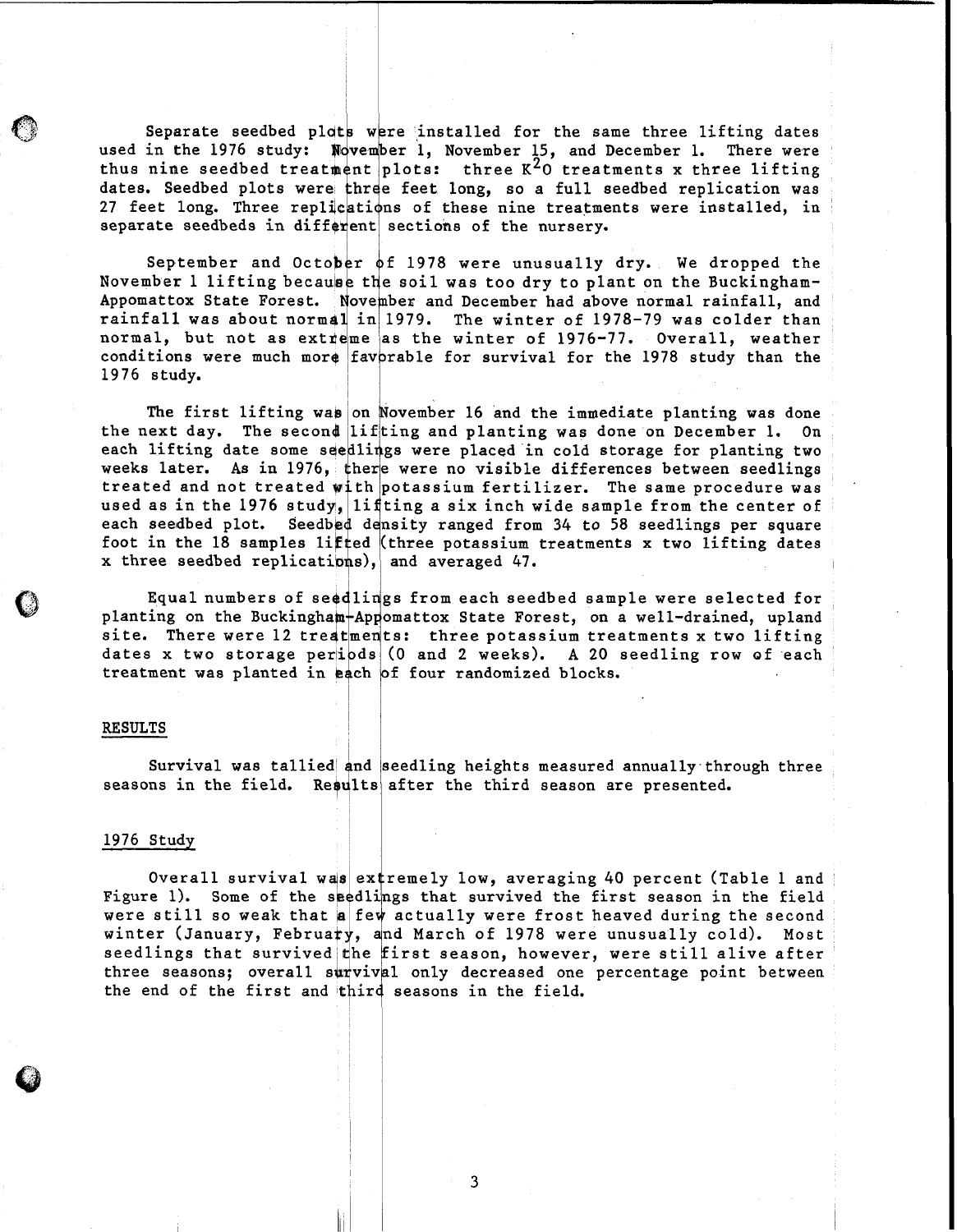Separate seedbed plots were installed for the same three lifting dates used in the 1976 study: November 1, November 15, and December 1. There were thus nine seedbed treatment plots: three $K^2O$ treatments x three lifting dates. Seedbed plots were three feet long, so a full seedbed replication was 27 feet long. Three replications of these nine treatments were installed, in separate seedbeds in different sections of the nursery.

September and October of 1978 were unusually dry. We dropped the November 1 lifting because the soil was too dry to plant on the Buckingham-Appomattox State Forest. November and December had above normal rainfall, and rainfall was about normal in 1979. The winter of 1978-79 was colder than normal, but not as extreme as the winter of 1976-77. Overall, weather conditions were much more favorable for survival for the 1978 study than the 1976 study.

The first lifting was on November 16 and the immediate planting was done the next day. The second lifting and planting was done on December 1. On each lifting date some seedlings were placed in cold storage for planting two weeks later. As in 1976, there were no visible differences between seedlings treated and not treated with potassium fertilizer. The same procedure was used as in the 1976 study, lifting a six inch wide sample from the center of each seedbed plot. Seedbed density ranged from 34 to 58 seedlings per square foot in the 18 samples lifted (three potassium treatments x two lifting dates x three seedbed replications), and averaged 47.

Equal numbers of seedlings from each seedbed sample were selected for planting on the Buckingham-Appomattox State Forest, on a well-drained, upland site. There were 12 treatments: three potassium treatments x two lifting dates x two storage periods (0 and 2 weeks). A 20 seedling row of each treatment was planted in each of four randomized blocks.

## RESULTS

Survival was tallied and seedling heights measured annually through three seasons in the field. Results after the third season are presented.

### 1976 Study

Overall survival was extremely low, averaging 40 percent (Table 1 and Figure 1). Some of the seedlings that survived the first season in the field were still so weak that a few actually were frost heaved during the second winter (January, February, and March of 1978 were unusually cold). Most seedlings that survived the first season, however, were still alive after three seasons; overall survival only decreased one percentage point between the end of the first and third seasons in the field.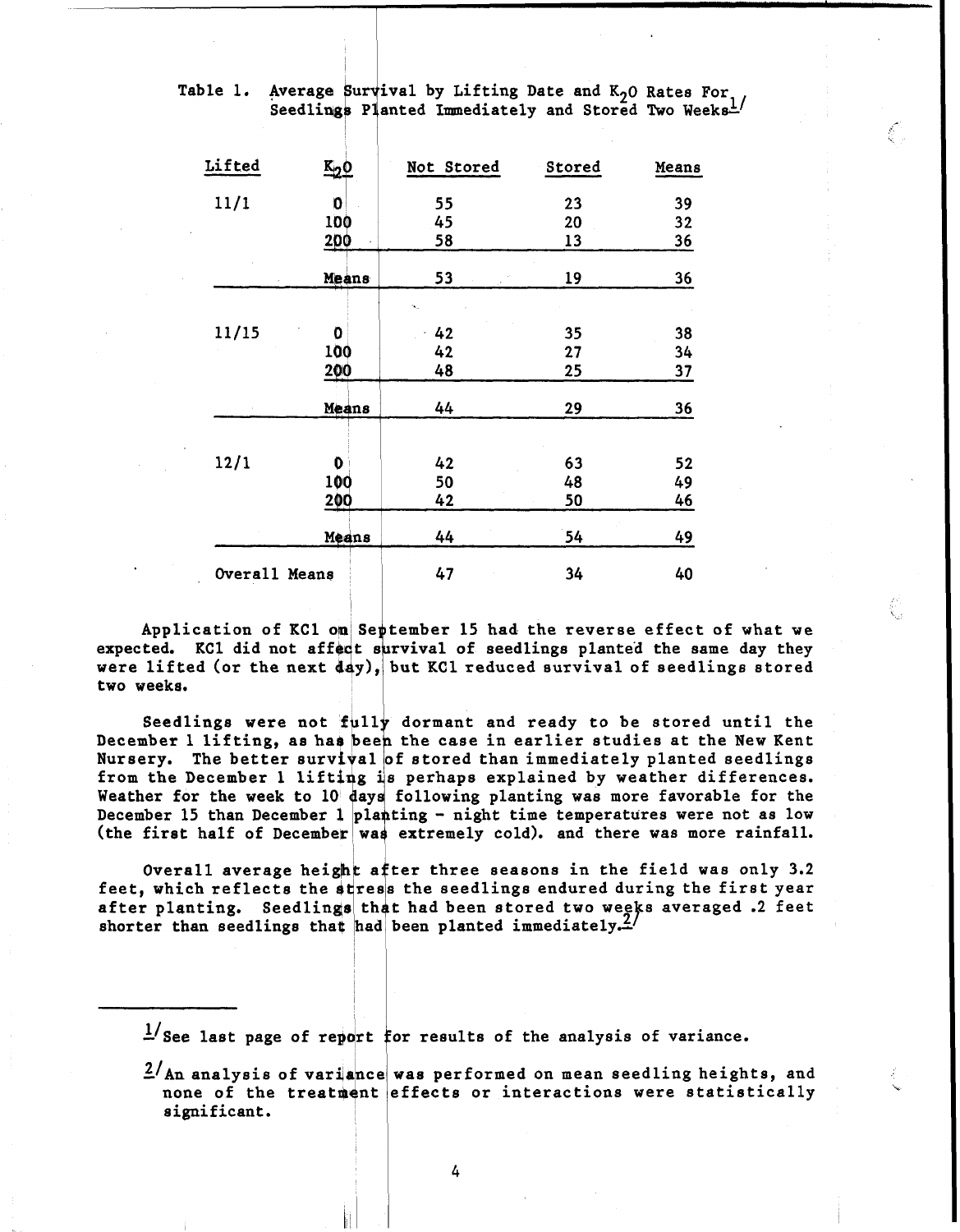Table 1. Average Survival by Lifting Date and $K_2O$ Rates For Seedlings Planted Immediately and Stored Two Weeks[1/]

| Lifted | $K_2O$ | Not Stored | Stored | Means |
|---|---|---|---|---|
| 11/1 | 0 | 55 | 23 | 39 |
| | 100 | 45 | 20 | 32 |
| | 200 | 58 | 13 | 36 |
| | Means | 53 | 19 | 36 |
| 11/15 | 0 | 42 | 35 | 38 |
| | 100 | 42 | 27 | 34 |
| | 200 | 48 | 25 | 37 |
| | Means | 44 | 29 | 36 |
| 12/1 | 0 | 42 | 63 | 52 |
| | 100 | 50 | 48 | 49 |
| | 200 | 42 | 50 | 46 |
| | Means | 44 | 54 | 49 |
| Overall Means | | 47 | 34 | 40 |

Application of KCl on September 15 had the reverse effect of what we expected. KCl did not affect survival of seedlings planted the same day they were lifted (or the next day), but KCl reduced survival of seedlings stored two weeks.

Seedlings were not fully dormant and ready to be stored until the December 1 lifting, as has been the case in earlier studies at the New Kent Nursery. The better survival of stored than immediately planted seedlings from the December 1 lifting is perhaps explained by weather differences. Weather for the week to 10 days following planting was more favorable for the December 15 than December 1 planting - night time temperatures were not as low (the first half of December was extremely cold). and there was more rainfall.

Overall average height after three seasons in the field was only 3.2 feet, which reflects the stress the seedlings endured during the first year after planting. Seedlings that had been stored two weeks averaged .2 feet shorter than seedlings that had been planted immediately.[2/]

---

[1/] See last page of report for results of the analysis of variance.

[2/] An analysis of variance was performed on mean seedling heights, and none of the treatment effects or interactions were statistically significant.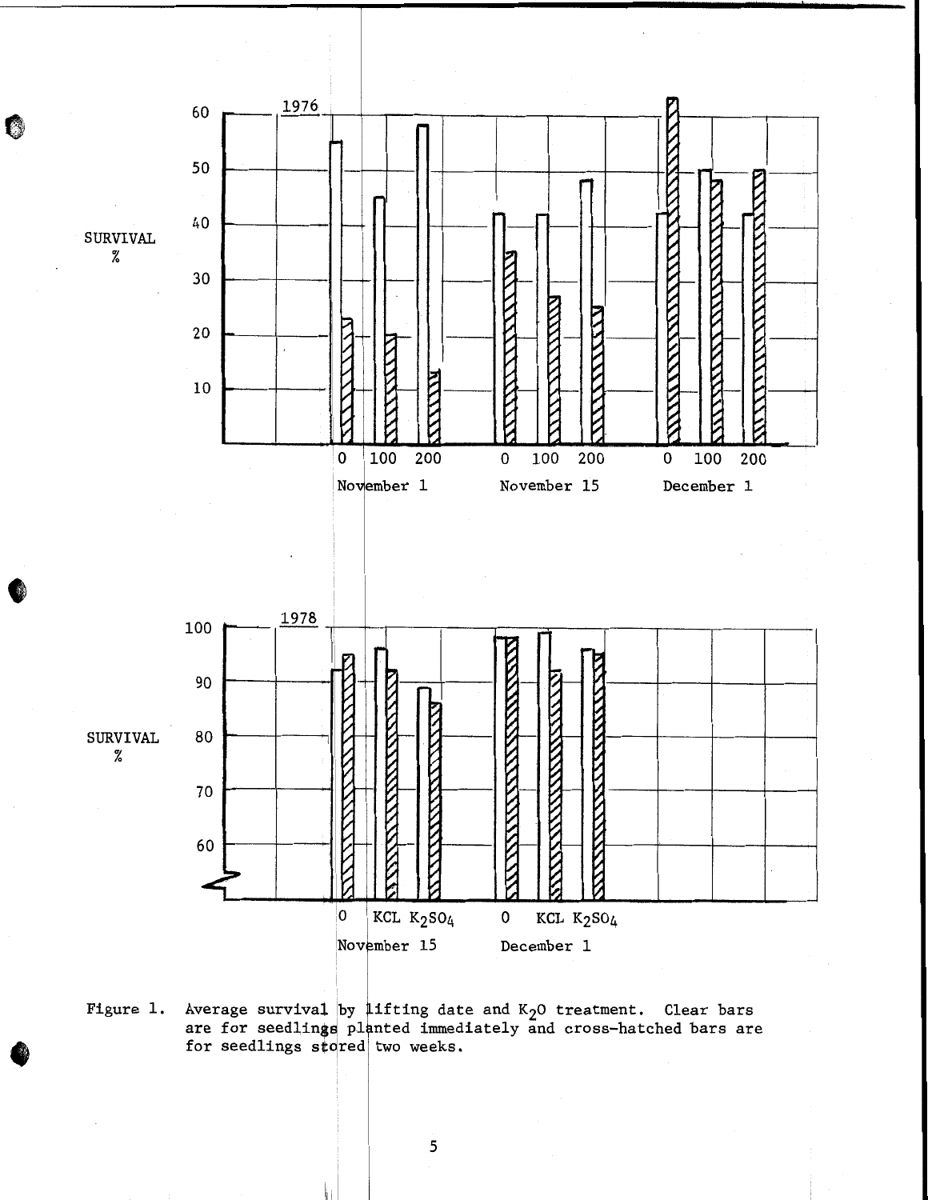Figure 1. Average survival by lifting date and $K_2O$ treatment. Clear bars are for seedlings planted immediately and cross-hatched bars are for seedlings stored two weeks.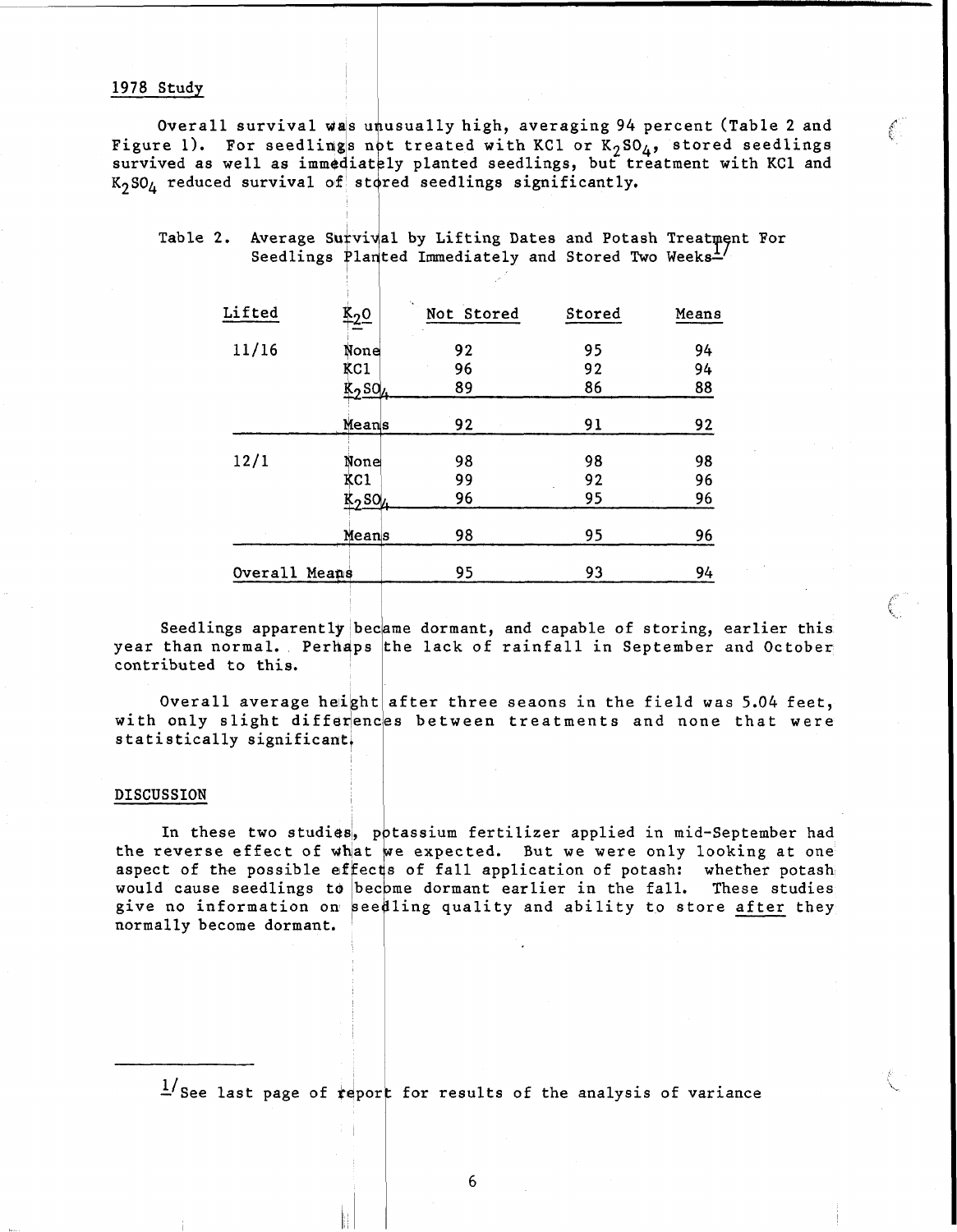## 1978 Study

Overall survival was unusually high, averaging 94 percent (Table 2 and Figure 1). For seedlings not treated with KCl or $K_2SO_4$, stored seedlings survived as well as immediately planted seedlings, but treatment with KCl and $K_2SO_4$ reduced survival of stored seedlings significantly.

Table 2. Average Survival by Lifting Dates and Potash Treatment For Seedlings Planted Immediately and Stored Two Weeks[1/]

| Lifted | $K_2O$ | Not Stored | Stored | Means |
|---|---|---|---|---|
| 11/16 | None | 92 | 95 | 94 |
| | KCl | 96 | 92 | 94 |
| | $K_2SO_4$ | 89 | 86 | 88 |
| | Means | 92 | 91 | 92 |
| 12/1 | None | 98 | 98 | 98 |
| | KCl | 99 | 92 | 96 |
| | $K_2SO_4$ | 96 | 95 | 96 |
| | Means | 98 | 95 | 96 |
| Overall Means | | 95 | 93 | 94 |

Seedlings apparently became dormant, and capable of storing, earlier this year than normal. Perhaps the lack of rainfall in September and October contributed to this.

Overall average height after three seasons in the field was 5.04 feet, with only slight differences between treatments and none that were statistically significant.

## DISCUSSION

In these two studies, potassium fertilizer applied in mid-September had the reverse effect of what we expected. But we were only looking at one aspect of the possible effects of fall application of potash: whether potash would cause seedlings to become dormant earlier in the fall. These studies give no information on seedling quality and ability to store _after_ they normally become dormant.

---

[1/] See last page of report for results of the analysis of variance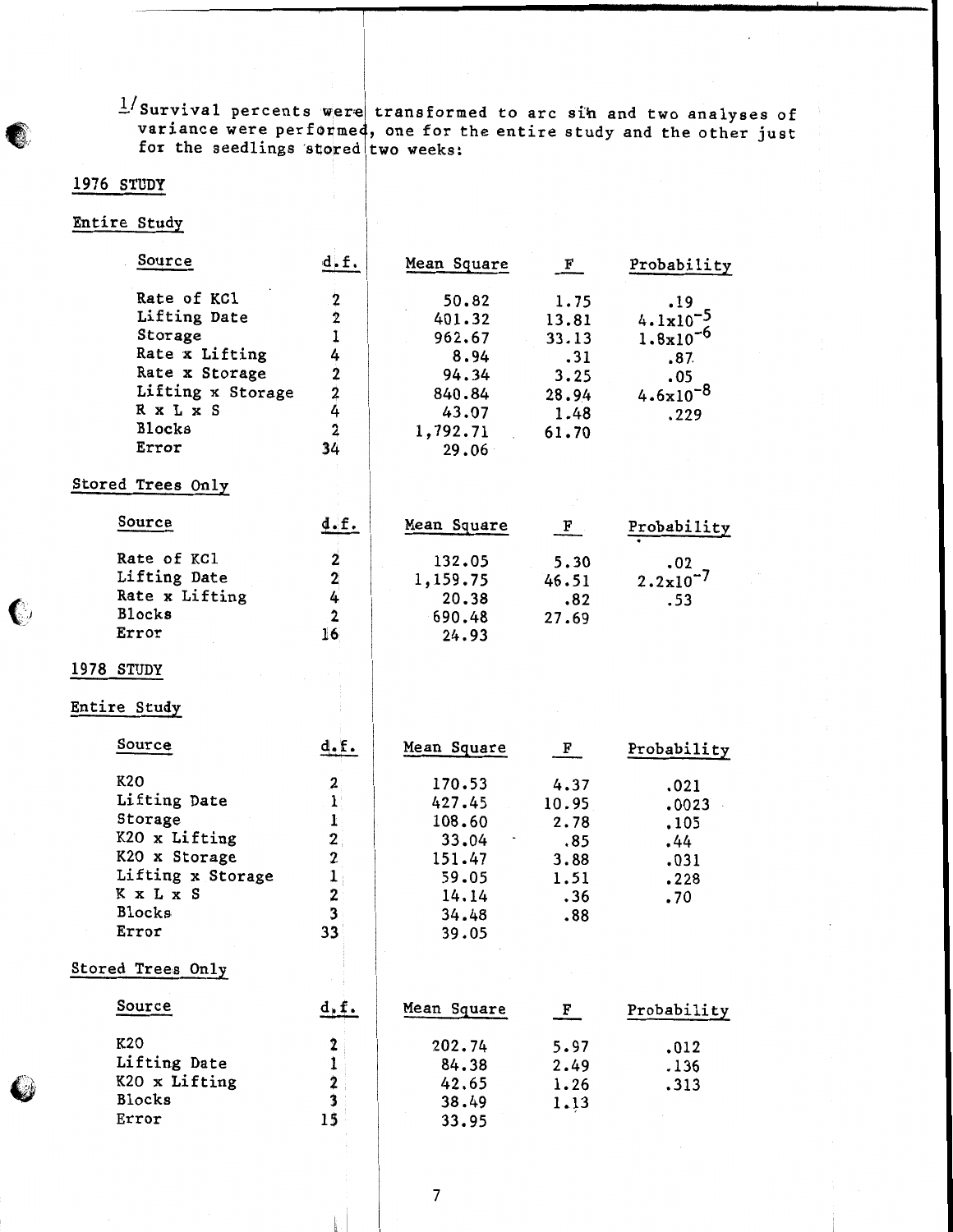[1]/Survival percents were transformed to arc sin and two analyses of variance were performed, one for the entire study and the other just for the seedlings stored two weeks:

## 1976 STUDY

### Entire Study

| Source | d.f. | Mean Square | F | Probability |
|---|---|---|---|---|
| Rate of KCl | 2 | 50.82 | 1.75 | .19 |
| Lifting Date | 2 | 401.32 | 13.81 | $4.1 \times 10^{-5}$ |
| Storage | 1 | 962.67 | 33.13 | $1.8 \times 10^{-6}$ |
| Rate x Lifting | 4 | 8.94 | .31 | .87 |
| Rate x Storage | 2 | 94.34 | 3.25 | .05 |
| Lifting x Storage | 2 | 840.84 | 28.94 | $4.6 \times 10^{-8}$ |
| R x L x S | 4 | 43.07 | 1.48 | .229 |
| Blocks | 2 | 1,792.71 | 61.70 | |
| Error | 34 | 29.06 | | |

### Stored Trees Only

| Source | d.f. | Mean Square | F | Probability |
|---|---|---|---|---|
| Rate of KCl | 2 | 132.05 | 5.30 | .02 |
| Lifting Date | 2 | 1,159.75 | 46.51 | $2.2 \times 10^{-7}$ |
| Rate x Lifting | 4 | 20.38 | .82 | .53 |
| Blocks | 2 | 690.48 | 27.69 | |
| Error | 16 | 24.93 | | |

## 1978 STUDY

### Entire Study

| Source | d.f. | Mean Square | F | Probability |
|---|---|---|---|---|
| K2O | 2 | 170.53 | 4.37 | .021 |
| Lifting Date | 1 | 427.45 | 10.95 | .0023 |
| Storage | 1 | 108.60 | 2.78 | .105 |
| K2O x Lifting | 2 | 33.04 | .85 | .44 |
| K2O x Storage | 2 | 151.47 | 3.88 | .031 |
| Lifting x Storage | 1 | 59.05 | 1.51 | .228 |
| K x L x S | 2 | 14.14 | .36 | .70 |
| Blocks | 3 | 34.48 | .88 | |
| Error | 33 | 39.05 | | |

### Stored Trees Only

| Source | d.f. | Mean Square | F | Probability |
|---|---|---|---|---|
| K2O | 2 | 202.74 | 5.97 | .012 |
| Lifting Date | 1 | 84.38 | 2.49 | .136 |
| K2O x Lifting | 2 | 42.65 | 1.26 | .313 |
| Blocks | 3 | 38.49 | 1.13 | |
| Error | 15 | 33.95 | | |